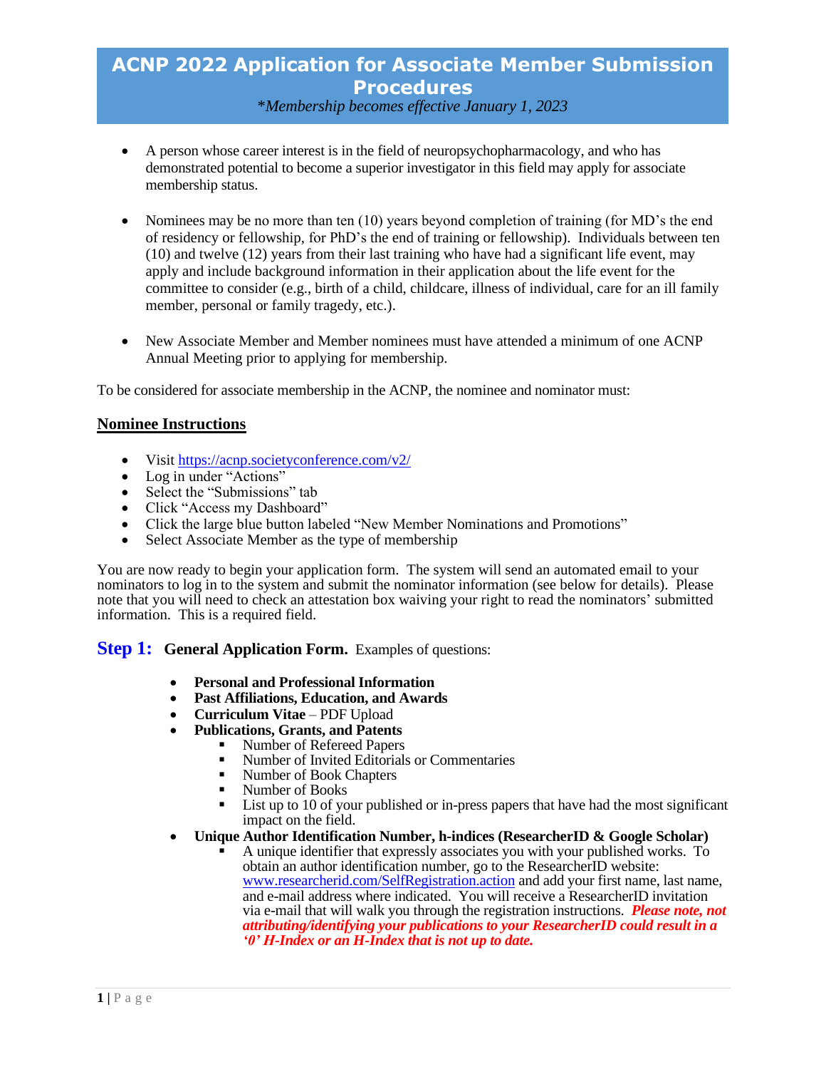# ACNP 2022 Application for Associate Member Submission Procedures

*\*Membership becomes effective January 1, 2023*

- A person whose career interest is in the field of neuropsychopharmacology, and who has demonstrated potential to become a superior investigator in this field may apply for associate membership status.

- Nominees may be no more than ten (10) years beyond completion of training (for MD's the end of residency or fellowship, for PhD's the end of training or fellowship). Individuals between ten (10) and twelve (12) years from their last training who have had a significant life event, may apply and include background information in their application about the life event for the committee to consider (e.g., birth of a child, childcare, illness of individual, care for an ill family member, personal or family tragedy, etc.).

- New Associate Member and Member nominees must have attended a minimum of one ACNP Annual Meeting prior to applying for membership.

To be considered for associate membership in the ACNP, the nominee and nominator must:

## Nominee Instructions

- Visit [https://acnp.societyconference.com/v2/](https://acnp.societyconference.com/v2/)
- Log in under "Actions"
- Select the "Submissions" tab
- Click "Access my Dashboard"
- Click the large blue button labeled "New Member Nominations and Promotions"
- Select Associate Member as the type of membership

You are now ready to begin your application form. The system will send an automated email to your nominators to log in to the system and submit the nominator information (see below for details). Please note that you will need to check an attestation box waiving your right to read the nominators' submitted information. This is a required field.

### Step 1: General Application Form. Examples of questions:

- **Personal and Professional Information**
- **Past Affiliations, Education, and Awards**
- **Curriculum Vitae** – PDF Upload
- **Publications, Grants, and Patents**
  - Number of Refereed Papers
  - Number of Invited Editorials or Commentaries
  - Number of Book Chapters
  - Number of Books
  - List up to 10 of your published or in-press papers that have had the most significant impact on the field.
- **Unique Author Identification Number, h-indices (ResearcherID & Google Scholar)**
  - A unique identifier that expressly associates you with your published works. To obtain an author identification number, go to the ResearcherID website: [www.researcherid.com/SelfRegistration.action](www.researcherid.com/SelfRegistration.action) and add your first name, last name, and e-mail address where indicated. You will receive a ResearcherID invitation via e-mail that will walk you through the registration instructions. ***Please note, not attributing/identifying your publications to your ResearcherID could result in a '0' H-Index or an H-Index that is not up to date.***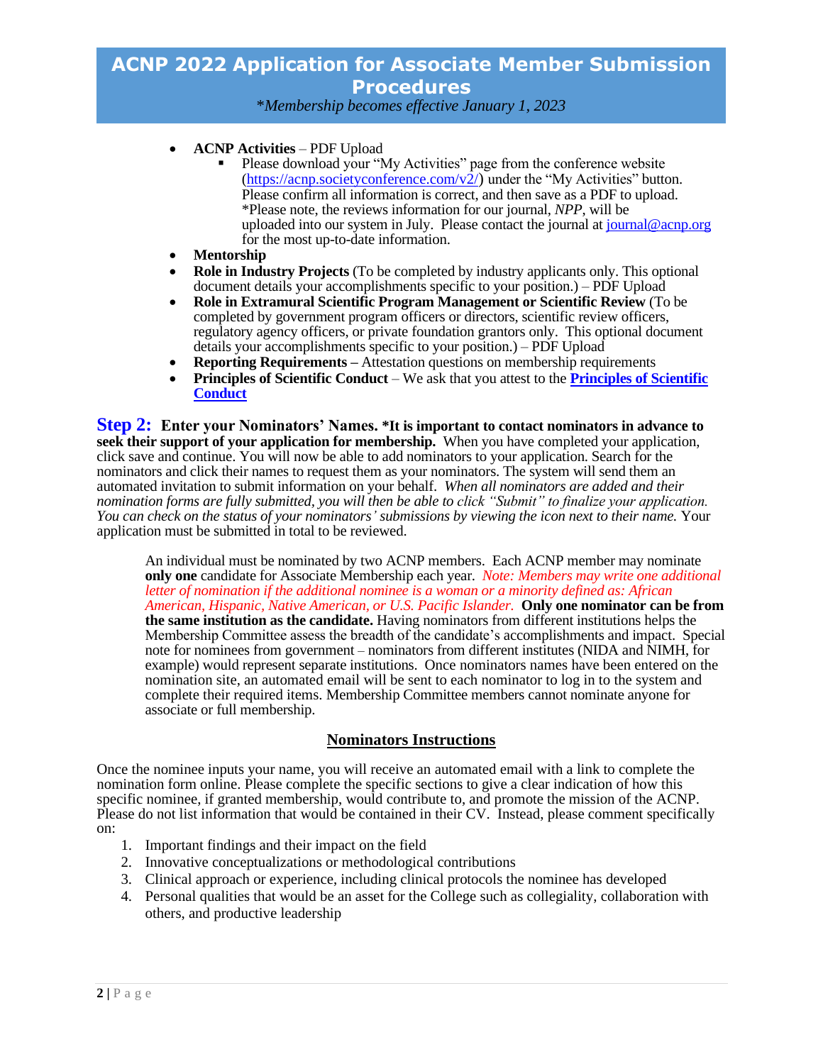# ACNP 2022 Application for Associate Member Submission Procedures

*\*Membership becomes effective January 1, 2023*

- **ACNP Activities** – PDF Upload
  - Please download your "My Activities" page from the conference website (https://acnp.societyconference.com/v2/) under the "My Activities" button. Please confirm all information is correct, and then save as a PDF to upload. \*Please note, the reviews information for our journal, *NPP*, will be uploaded into our system in July. Please contact the journal at journal@acnp.org for the most up-to-date information.
- **Mentorship**
- **Role in Industry Projects** (To be completed by industry applicants only. This optional document details your accomplishments specific to your position.) – PDF Upload
- **Role in Extramural Scientific Program Management or Scientific Review** (To be completed by government program officers or directors, scientific review officers, regulatory agency officers, or private foundation grantors only. This optional document details your accomplishments specific to your position.) – PDF Upload
- **Reporting Requirements –** Attestation questions on membership requirements
- **Principles of Scientific Conduct** – We ask that you attest to the **Principles of Scientific Conduct**

**Step 2: Enter your Nominators' Names. \*It is important to contact nominators in advance to seek their support of your application for membership.** When you have completed your application, click save and continue. You will now be able to add nominators to your application. Search for the nominators and click their names to request them as your nominators. The system will send them an automated invitation to submit information on your behalf. *When all nominators are added and their nomination forms are fully submitted, you will then be able to click "Submit" to finalize your application. You can check on the status of your nominators' submissions by viewing the icon next to their name.* Your application must be submitted in total to be reviewed.

An individual must be nominated by two ACNP members. Each ACNP member may nominate **only one** candidate for Associate Membership each year. *Note: Members may write one additional letter of nomination if the additional nominee is a woman or a minority defined as: African American, Hispanic, Native American, or U.S. Pacific Islander.* **Only one nominator can be from the same institution as the candidate.** Having nominators from different institutions helps the Membership Committee assess the breadth of the candidate's accomplishments and impact. Special note for nominees from government – nominators from different institutes (NIDA and NIMH, for example) would represent separate institutions. Once nominators names have been entered on the nomination site, an automated email will be sent to each nominator to log in to the system and complete their required items. Membership Committee members cannot nominate anyone for associate or full membership.

## Nominators Instructions

Once the nominee inputs your name, you will receive an automated email with a link to complete the nomination form online. Please complete the specific sections to give a clear indication of how this specific nominee, if granted membership, would contribute to, and promote the mission of the ACNP. Please do not list information that would be contained in their CV. Instead, please comment specifically on:

1. Important findings and their impact on the field
2. Innovative conceptualizations or methodological contributions
3. Clinical approach or experience, including clinical protocols the nominee has developed
4. Personal qualities that would be an asset for the College such as collegiality, collaboration with others, and productive leadership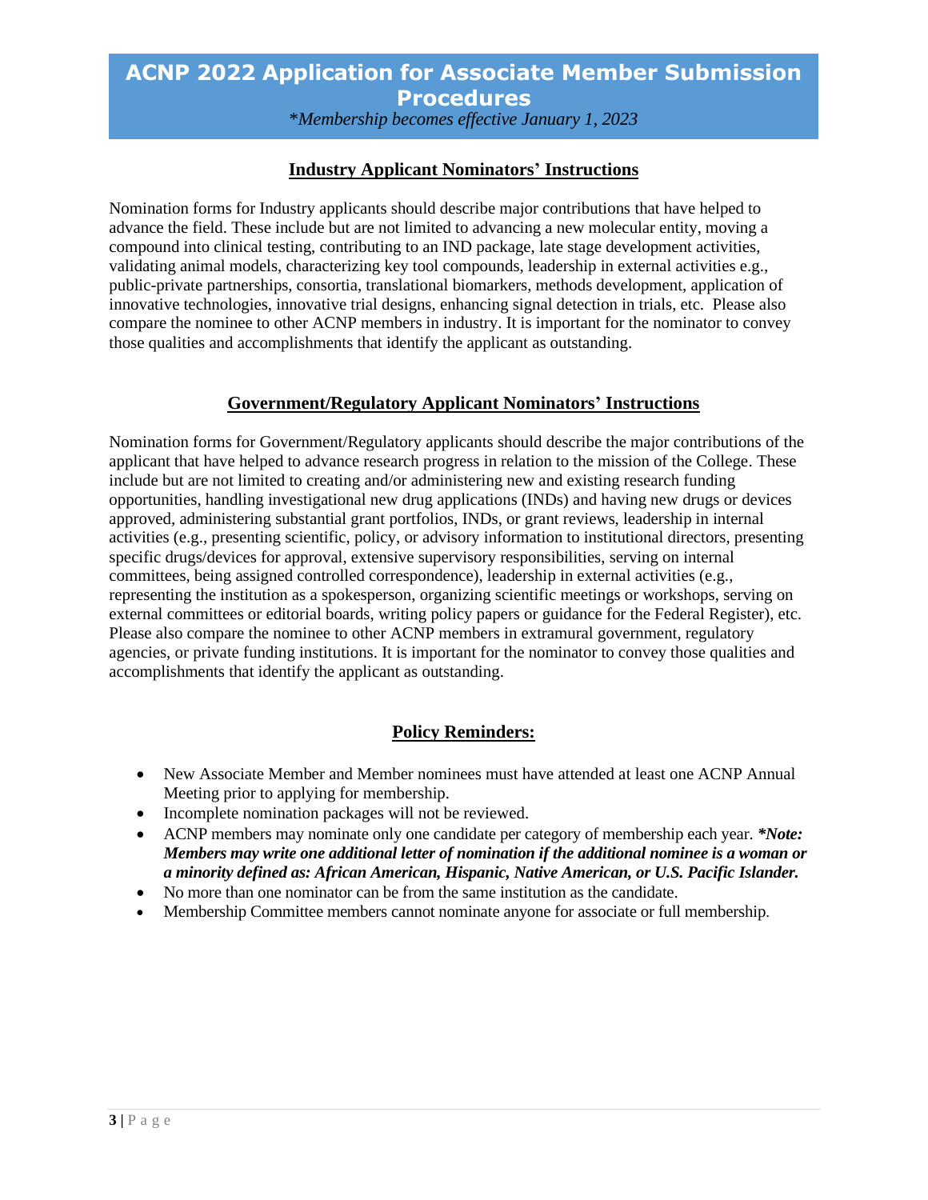# ACNP 2022 Application for Associate Member Submission Procedures

*\*Membership becomes effective January 1, 2023*

## Industry Applicant Nominators' Instructions

Nomination forms for Industry applicants should describe major contributions that have helped to advance the field. These include but are not limited to advancing a new molecular entity, moving a compound into clinical testing, contributing to an IND package, late stage development activities, validating animal models, characterizing key tool compounds, leadership in external activities e.g., public-private partnerships, consortia, translational biomarkers, methods development, application of innovative technologies, innovative trial designs, enhancing signal detection in trials, etc. Please also compare the nominee to other ACNP members in industry. It is important for the nominator to convey those qualities and accomplishments that identify the applicant as outstanding.

## Government/Regulatory Applicant Nominators' Instructions

Nomination forms for Government/Regulatory applicants should describe the major contributions of the applicant that have helped to advance research progress in relation to the mission of the College. These include but are not limited to creating and/or administering new and existing research funding opportunities, handling investigational new drug applications (INDs) and having new drugs or devices approved, administering substantial grant portfolios, INDs, or grant reviews, leadership in internal activities (e.g., presenting scientific, policy, or advisory information to institutional directors, presenting specific drugs/devices for approval, extensive supervisory responsibilities, serving on internal committees, being assigned controlled correspondence), leadership in external activities (e.g., representing the institution as a spokesperson, organizing scientific meetings or workshops, serving on external committees or editorial boards, writing policy papers or guidance for the Federal Register), etc. Please also compare the nominee to other ACNP members in extramural government, regulatory agencies, or private funding institutions. It is important for the nominator to convey those qualities and accomplishments that identify the applicant as outstanding.

## Policy Reminders:

- New Associate Member and Member nominees must have attended at least one ACNP Annual Meeting prior to applying for membership.
- Incomplete nomination packages will not be reviewed.
- ACNP members may nominate only one candidate per category of membership each year. ***\*Note: Members may write one additional letter of nomination if the additional nominee is a woman or a minority defined as: African American, Hispanic, Native American, or U.S. Pacific Islander.***
- No more than one nominator can be from the same institution as the candidate.
- Membership Committee members cannot nominate anyone for associate or full membership.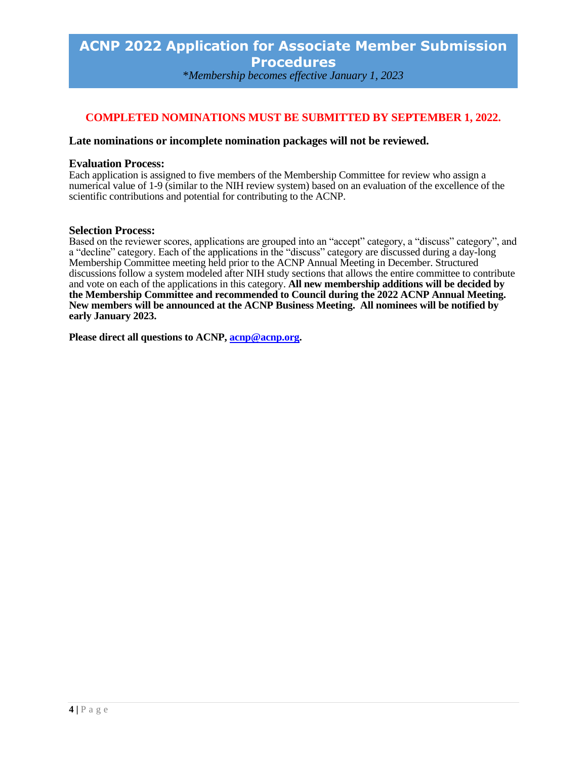# ACNP 2022 Application for Associate Member Submission Procedures

*\*Membership becomes effective January 1, 2023*

**COMPLETED NOMINATIONS MUST BE SUBMITTED BY SEPTEMBER 1, 2022.**

**Late nominations or incomplete nomination packages will not be reviewed.**

**Evaluation Process:**
Each application is assigned to five members of the Membership Committee for review who assign a numerical value of 1-9 (similar to the NIH review system) based on an evaluation of the excellence of the scientific contributions and potential for contributing to the ACNP.

**Selection Process:**
Based on the reviewer scores, applications are grouped into an "accept" category, a "discuss" category", and a "decline" category. Each of the applications in the "discuss" category are discussed during a day-long Membership Committee meeting held prior to the ACNP Annual Meeting in December. Structured discussions follow a system modeled after NIH study sections that allows the entire committee to contribute and vote on each of the applications in this category. **All new membership additions will be decided by the Membership Committee and recommended to Council during the 2022 ACNP Annual Meeting. New members will be announced at the ACNP Business Meeting. All nominees will be notified by early January 2023.**

**Please direct all questions to ACNP, [acnp@acnp.org](mailto:acnp@acnp.org).**